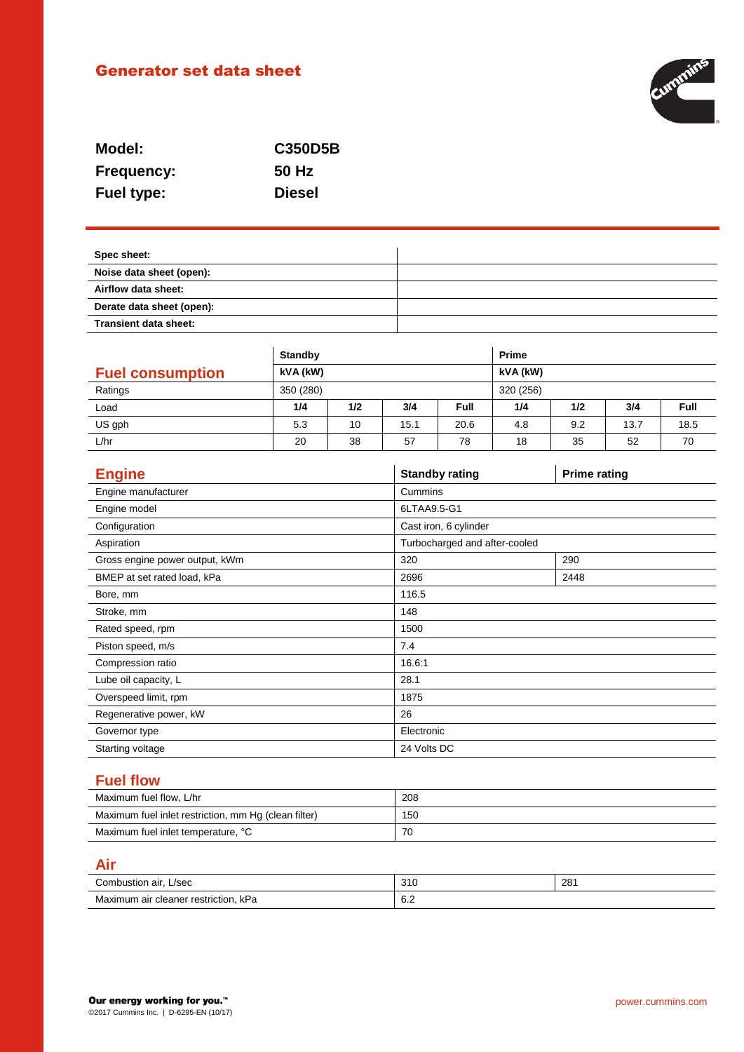# Generator set data sheet

**Model:** C350D5B
**Frequency:** 50 Hz
**Fuel type:** Diesel

| Spec sheet: | |
|---|---|
| Noise data sheet (open): | |
| Airflow data sheet: | |
| Derate data sheet (open): | |
| Transient data sheet: | |

## Fuel consumption

| | Standby | | | | Prime | | | |
|---|---|---|---|---|---|---|---|---|
| | kVA (kW) | | | | kVA (kW) | | | |
| Ratings | 350 (280) | | | | 320 (256) | | | |
| Load | 1/4 | 1/2 | 3/4 | Full | 1/4 | 1/2 | 3/4 | Full |
| US gph | 5.3 | 10 | 15.1 | 20.6 | 4.8 | 9.2 | 13.7 | 18.5 |
| L/hr | 20 | 38 | 57 | 78 | 18 | 35 | 52 | 70 |

## Engine

| Engine | Standby rating | Prime rating |
|---|---|---|
| Engine manufacturer | Cummins | |
| Engine model | 6LTAA9.5-G1 | |
| Configuration | Cast iron, 6 cylinder | |
| Aspiration | Turbocharged and after-cooled | |
| Gross engine power output, kWm | 320 | 290 |
| BMEP at set rated load, kPa | 2696 | 2448 |
| Bore, mm | 116.5 | |
| Stroke, mm | 148 | |
| Rated speed, rpm | 1500 | |
| Piston speed, m/s | 7.4 | |
| Compression ratio | 16.6:1 | |
| Lube oil capacity, L | 28.1 | |
| Overspeed limit, rpm | 1875 | |
| Regenerative power, kW | 26 | |
| Governor type | Electronic | |
| Starting voltage | 24 Volts DC | |

## Fuel flow

| | |
|---|---|
| Maximum fuel flow, L/hr | 208 |
| Maximum fuel inlet restriction, mm Hg (clean filter) | 150 |
| Maximum fuel inlet temperature, °C | 70 |

## Air

| | | |
|---|---|---|
| Combustion air, L/sec | 310 | 281 |
| Maximum air cleaner restriction, kPa | 6.2 | |

**Our energy working for you.™**
©2017 Cummins Inc. | D-6295-EN (10/17)

power.cummins.com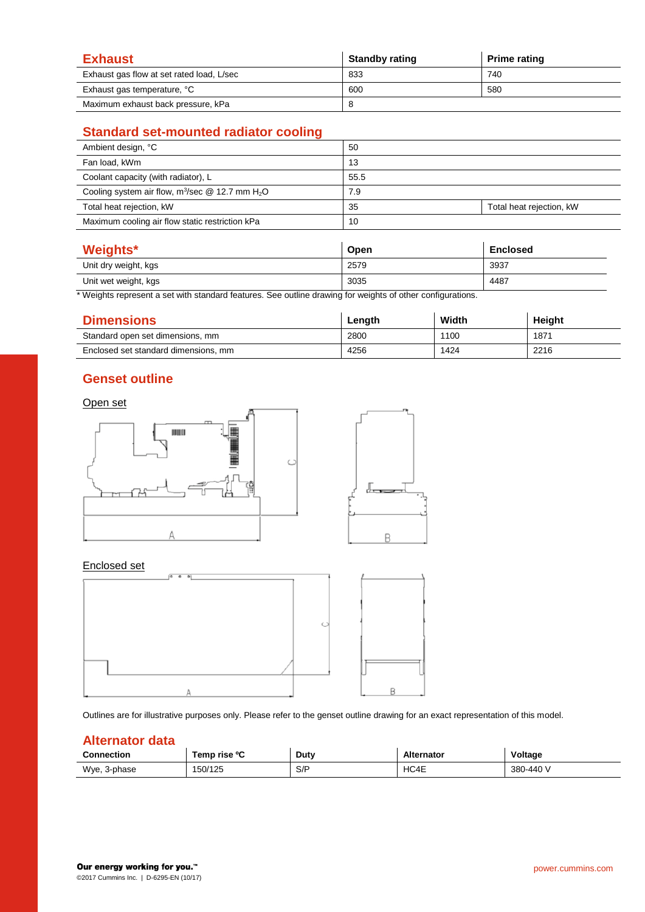## Exhaust

| Exhaust | Standby rating | Prime rating |
|---|---|---|
| Exhaust gas flow at set rated load, L/sec | 833 | 740 |
| Exhaust gas temperature, °C | 600 | 580 |
| Maximum exhaust back pressure, kPa | 8 | |

## Standard set-mounted radiator cooling

| Standard set-mounted radiator cooling | | |
|---|---|---|
| Ambient design, °C | 50 | |
| Fan load, kWm | 13 | |
| Coolant capacity (with radiator), L | 55.5 | |
| Cooling system air flow, $m^3$/sec @ 12.7 mm $H_2O$ | 7.9 | |
| Total heat rejection, kW | 35 | Total heat rejection, kW |
| Maximum cooling air flow static restriction kPa | 10 | |

## Weights*

| Weights* | Open | Enclosed |
|---|---|---|
| Unit dry weight, kgs | 2579 | 3937 |
| Unit wet weight, kgs | 3035 | 4487 |

* Weights represent a set with standard features. See outline drawing for weights of other configurations.

## Dimensions

| Dimensions | Length | Width | Height |
|---|---|---|---|
| Standard open set dimensions, mm | 2800 | 1100 | 1871 |
| Enclosed set standard dimensions, mm | 4256 | 1424 | 2216 |

## Genset outline

Open set

Enclosed set

Outlines are for illustrative purposes only. Please refer to the genset outline drawing for an exact representation of this model.

## Alternator data

| Connection | Temp rise °C | Duty | Alternator | Voltage |
|---|---|---|---|---|
| Wye, 3-phase | 150/125 | S/P | HC4E | 380-440 V |

**Our energy working for you.™**

©2017 Cummins Inc. | D-6295-EN (10/17)

power.cummins.com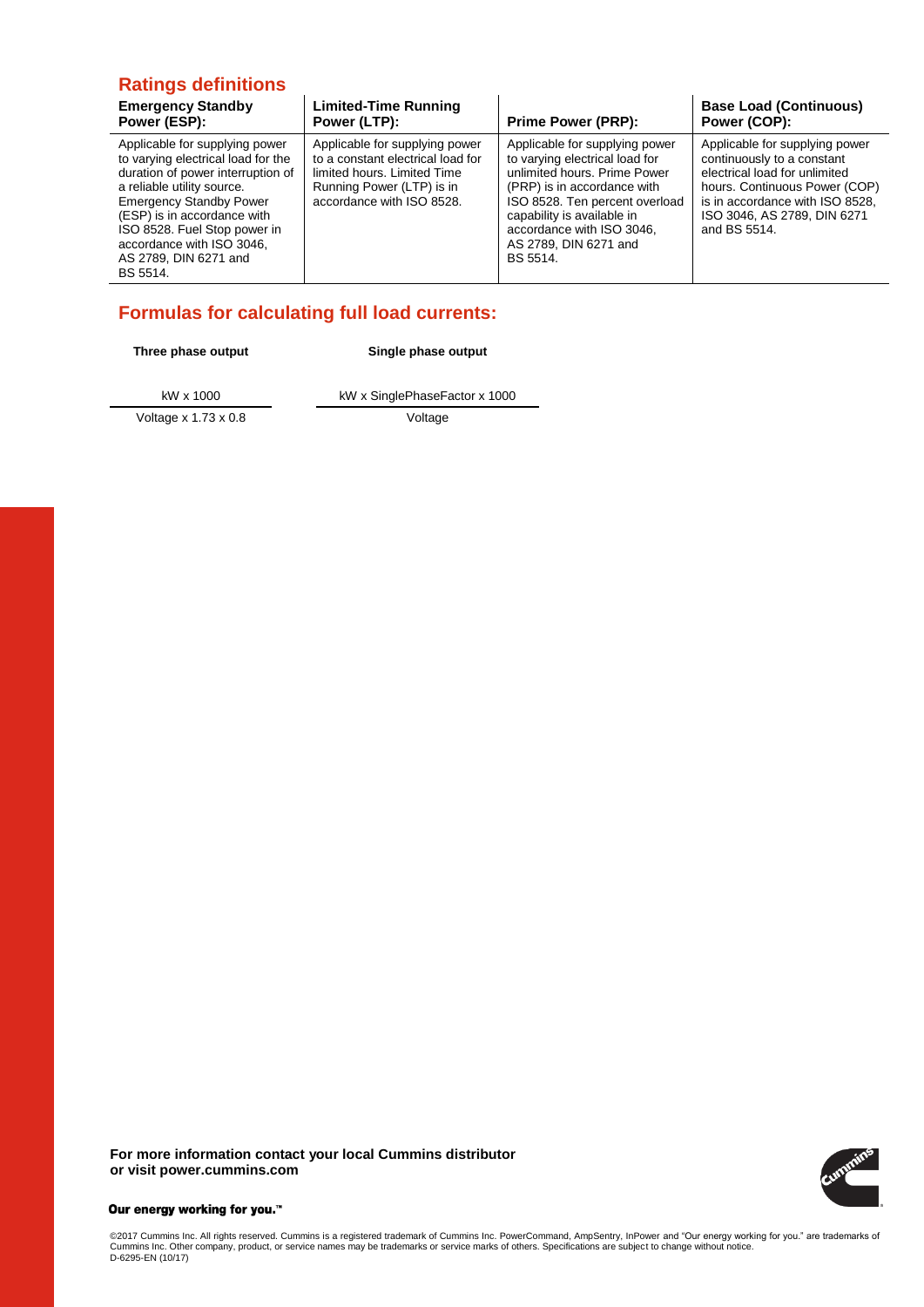## Ratings definitions

| Emergency Standby Power (ESP): | Limited-Time Running Power (LTP): | Prime Power (PRP): | Base Load (Continuous) Power (COP): |
|---|---|---|---|
| Applicable for supplying power to varying electrical load for the duration of power interruption of a reliable utility source. Emergency Standby Power (ESP) is in accordance with ISO 8528. Fuel Stop power in accordance with ISO 3046, AS 2789, DIN 6271 and BS 5514. | Applicable for supplying power to a constant electrical load for limited hours. Limited Time Running Power (LTP) is in accordance with ISO 8528. | Applicable for supplying power to varying electrical load for unlimited hours. Prime Power (PRP) is in accordance with ISO 8528. Ten percent overload capability is available in accordance with ISO 3046, AS 2789, DIN 6271 and BS 5514. | Applicable for supplying power continuously to a constant electrical load for unlimited hours. Continuous Power (COP) is in accordance with ISO 8528, ISO 3046, AS 2789, DIN 6271 and BS 5514. |

## Formulas for calculating full load currents:

**Three phase output**

$$\frac{\text{kW} \times 1000}{\text{Voltage} \times 1.73 \times 0.8}$$

**Single phase output**

$$\frac{\text{kW} \times \text{SinglePhaseFactor} \times 1000}{\text{Voltage}}$$

**For more information contact your local Cummins distributor or visit power.cummins.com**

**Our energy working for you.™**

©2017 Cummins Inc. All rights reserved. Cummins is a registered trademark of Cummins Inc. PowerCommand, AmpSentry, InPower and "Our energy working for you." are trademarks of Cummins Inc. Other company, product, or service names may be trademarks or service marks of others. Specifications are subject to change without notice.
D-6295-EN (10/17)